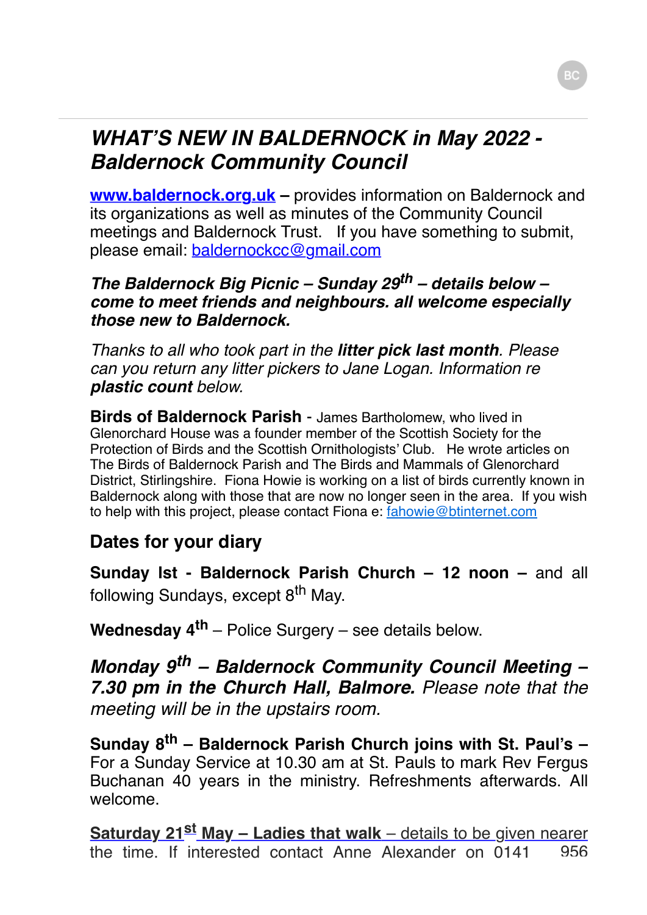# *WHAT'S NEW IN BALDERNOCK in May 2022 - Baldernock Community Council*

**www.baldernock.org.uk** **–** provides information on Baldernock and its organizations as well as minutes of the Community Council meetings and Baldernock Trust. If you have something to submit, please email: baldernockcc@gmail.com

***The Baldernock Big Picnic – Sunday 29th – details below – come to meet friends and neighbours. all welcome especially those new to Baldernock.***

*Thanks to all who took part in the **litter pick last month**. Please can you return any litter pickers to Jane Logan. Information re **plastic count** below.*

**Birds of Baldernock Parish** - James Bartholomew, who lived in Glenorchard House was a founder member of the Scottish Society for the Protection of Birds and the Scottish Ornithologists' Club. He wrote articles on The Birds of Baldernock Parish and The Birds and Mammals of Glenorchard District, Stirlingshire. Fiona Howie is working on a list of birds currently known in Baldernock along with those that are now no longer seen in the area. If you wish to help with this project, please contact Fiona e: fahowie@btinternet.com

## Dates for your diary

**Sunday lst - Baldernock Parish Church – 12 noon –** and all following Sundays, except 8th May.

**Wednesday 4th** – Police Surgery – see details below.

***Monday 9th – Baldernock Community Council Meeting – 7.30 pm in the Church Hall, Balmore.*** *Please note that the meeting will be in the upstairs room.*

**Sunday 8th – Baldernock Parish Church joins with St. Paul's –** For a Sunday Service at 10.30 am at St. Pauls to mark Rev Fergus Buchanan 40 years in the ministry. Refreshments afterwards. All welcome.

**Saturday 21st May – Ladies that walk** – details to be given nearer the time. If interested contact Anne Alexander on 0141 956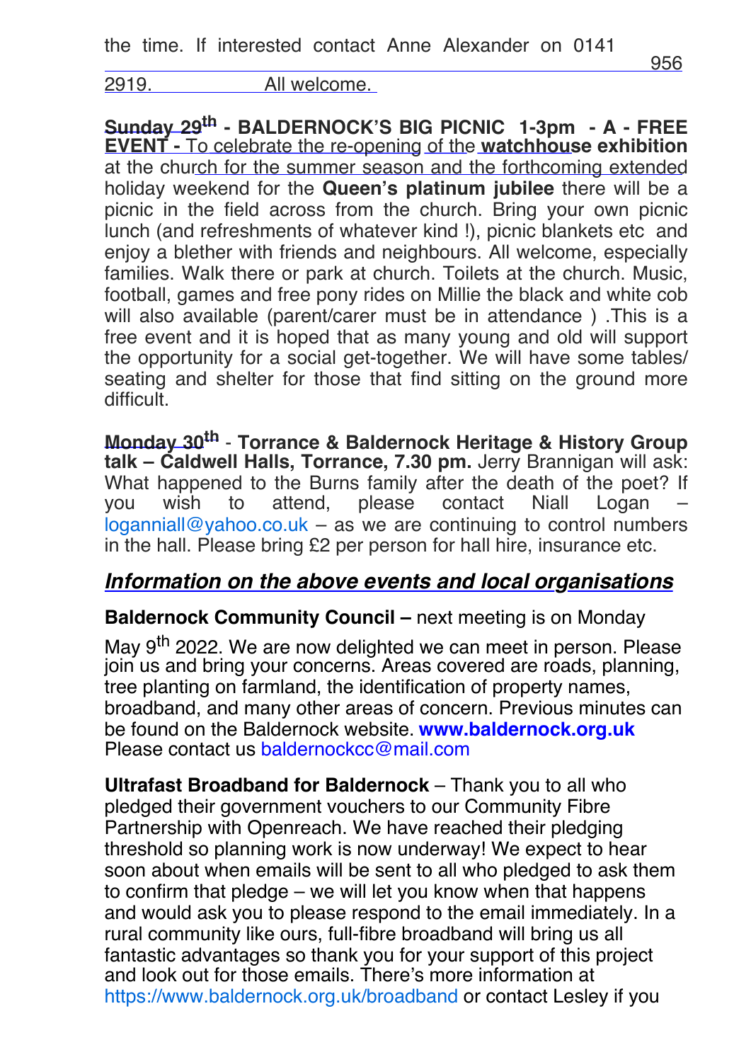the time. If interested contact Anne Alexander on 0141 956 2919. All welcome.

**Sunday 29th - BALDERNOCK'S BIG PICNIC 1-3pm - A - FREE EVENT -** To celebrate the re-opening of the **watchhouse exhibition** at the church for the summer season and the forthcoming extended holiday weekend for the **Queen's platinum jubilee** there will be a picnic in the field across from the church. Bring your own picnic lunch (and refreshments of whatever kind !), picnic blankets etc and enjoy a blether with friends and neighbours. All welcome, especially families. Walk there or park at church. Toilets at the church. Music, football, games and free pony rides on Millie the black and white cob will also available (parent/carer must be in attendance ) .This is a free event and it is hoped that as many young and old will support the opportunity for a social get-together. We will have some tables/ seating and shelter for those that find sitting on the ground more difficult.

**Monday 30th** - **Torrance & Baldernock Heritage & History Group talk – Caldwell Halls, Torrance, 7.30 pm.** Jerry Brannigan will ask: What happened to the Burns family after the death of the poet? If you wish to attend, please contact Niall Logan – loganniall@yahoo.co.uk – as we are continuing to control numbers in the hall. Please bring £2 per person for hall hire, insurance etc.

## ***Information on the above events and local organisations***

**Baldernock Community Council –** next meeting is on Monday May 9th 2022. We are now delighted we can meet in person. Please join us and bring your concerns. Areas covered are roads, planning, tree planting on farmland, the identification of property names, broadband, and many other areas of concern. Previous minutes can be found on the Baldernock website. **www.baldernock.org.uk** Please contact us baldernockcc@mail.com

**Ultrafast Broadband for Baldernock** – Thank you to all who pledged their government vouchers to our Community Fibre Partnership with Openreach. We have reached their pledging threshold so planning work is now underway! We expect to hear soon about when emails will be sent to all who pledged to ask them to confirm that pledge – we will let you know when that happens and would ask you to please respond to the email immediately. In a rural community like ours, full-fibre broadband will bring us all fantastic advantages so thank you for your support of this project and look out for those emails. There's more information at https://www.baldernock.org.uk/broadband or contact Lesley if you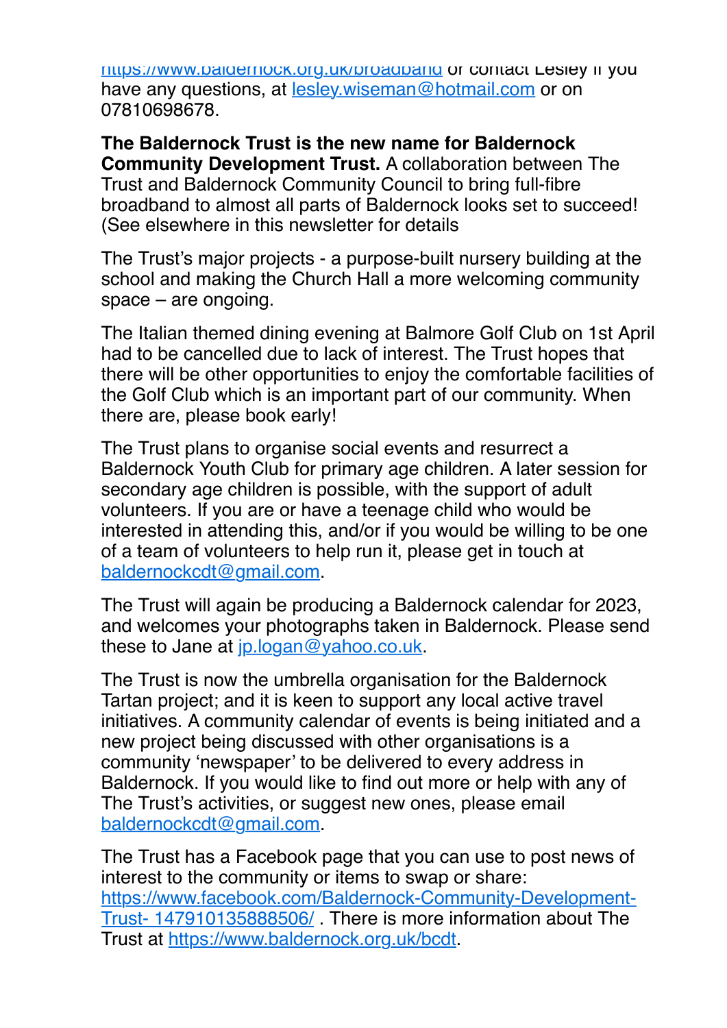https://www.baldernock.org.uk/broadband or contact Lesley if you have any questions, at lesley.wiseman@hotmail.com or on 07810698678.

**The Baldernock Trust is the new name for Baldernock Community Development Trust.** A collaboration between The Trust and Baldernock Community Council to bring full-fibre broadband to almost all parts of Baldernock looks set to succeed! (See elsewhere in this newsletter for details

The Trust's major projects - a purpose-built nursery building at the school and making the Church Hall a more welcoming community space – are ongoing.

The Italian themed dining evening at Balmore Golf Club on 1st April had to be cancelled due to lack of interest. The Trust hopes that there will be other opportunities to enjoy the comfortable facilities of the Golf Club which is an important part of our community. When there are, please book early!

The Trust plans to organise social events and resurrect a Baldernock Youth Club for primary age children. A later session for secondary age children is possible, with the support of adult volunteers. If you are or have a teenage child who would be interested in attending this, and/or if you would be willing to be one of a team of volunteers to help run it, please get in touch at baldernockcdt@gmail.com.

The Trust will again be producing a Baldernock calendar for 2023, and welcomes your photographs taken in Baldernock. Please send these to Jane at jp.logan@yahoo.co.uk.

The Trust is now the umbrella organisation for the Baldernock Tartan project; and it is keen to support any local active travel initiatives. A community calendar of events is being initiated and a new project being discussed with other organisations is a community 'newspaper' to be delivered to every address in Baldernock. If you would like to find out more or help with any of The Trust's activities, or suggest new ones, please email baldernockcdt@gmail.com.

The Trust has a Facebook page that you can use to post news of interest to the community or items to swap or share: https://www.facebook.com/Baldernock-Community-Development-Trust- 147910135888506/ . There is more information about The Trust at https://www.baldernock.org.uk/bcdt.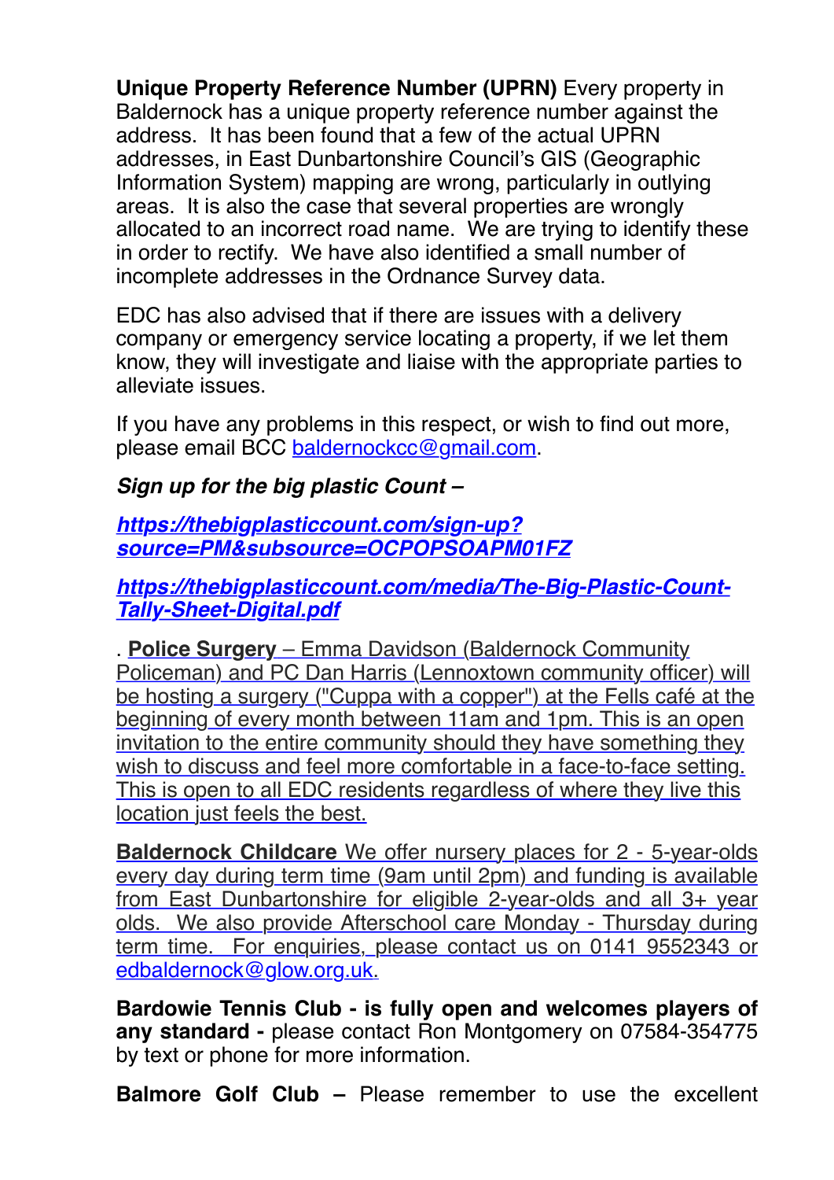**Unique Property Reference Number (UPRN)** Every property in Baldernock has a unique property reference number against the address. It has been found that a few of the actual UPRN addresses, in East Dunbartonshire Council's GIS (Geographic Information System) mapping are wrong, particularly in outlying areas. It is also the case that several properties are wrongly allocated to an incorrect road name. We are trying to identify these in order to rectify. We have also identified a small number of incomplete addresses in the Ordnance Survey data.

EDC has also advised that if there are issues with a delivery company or emergency service locating a property, if we let them know, they will investigate and liaise with the appropriate parties to alleviate issues.

If you have any problems in this respect, or wish to find out more, please email BCC baldernockcc@gmail.com.

***Sign up for the big plastic Count –***

***https://thebigplasticcount.com/sign-up?source=PM&subsource=OCPOPSOAPM01FZ***

***https://thebigplasticcount.com/media/The-Big-Plastic-Count-Tally-Sheet-Digital.pdf***

. **Police Surgery** – Emma Davidson (Baldernock Community Policeman) and PC Dan Harris (Lennoxtown community officer) will be hosting a surgery ("Cuppa with a copper") at the Fells café at the beginning of every month between 11am and 1pm. This is an open invitation to the entire community should they have something they wish to discuss and feel more comfortable in a face-to-face setting. This is open to all EDC residents regardless of where they live this location just feels the best.

**Baldernock Childcare** We offer nursery places for 2 - 5-year-olds every day during term time (9am until 2pm) and funding is available from East Dunbartonshire for eligible 2-year-olds and all 3+ year olds. We also provide Afterschool care Monday - Thursday during term time. For enquiries, please contact us on 0141 9552343 or edbaldernock@glow.org.uk.

**Bardowie Tennis Club - is fully open and welcomes players of any standard -** please contact Ron Montgomery on 07584-354775 by text or phone for more information.

**Balmore Golf Club –** Please remember to use the excellent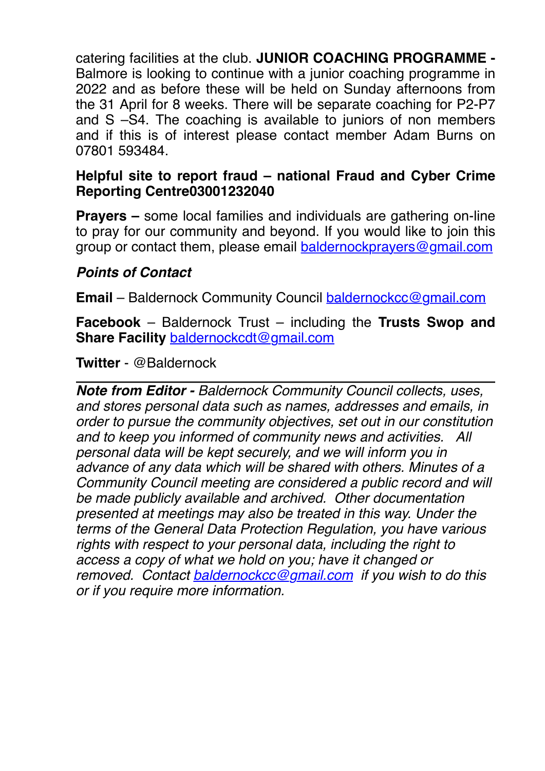catering facilities at the club. **JUNIOR COACHING PROGRAMME -** Balmore is looking to continue with a junior coaching programme in 2022 and as before these will be held on Sunday afternoons from the 31 April for 8 weeks. There will be separate coaching for P2-P7 and S –S4. The coaching is available to juniors of non members and if this is of interest please contact member Adam Burns on 07801 593484.

**Helpful site to report fraud – national Fraud and Cyber Crime Reporting Centre03001232040**

**Prayers –** some local families and individuals are gathering on-line to pray for our community and beyond. If you would like to join this group or contact them, please email baldernockprayers@gmail.com

***Points of Contact***

**Email** – Baldernock Community Council baldernockcc@gmail.com

**Facebook** – Baldernock Trust – including the **Trusts Swop and Share Facility** baldernockcdt@gmail.com

**Twitter** - @Baldernock

---

***Note from Editor -*** *Baldernock Community Council collects, uses, and stores personal data such as names, addresses and emails, in order to pursue the community objectives, set out in our constitution and to keep you informed of community news and activities. All personal data will be kept securely, and we will inform you in advance of any data which will be shared with others. Minutes of a Community Council meeting are considered a public record and will be made publicly available and archived. Other documentation presented at meetings may also be treated in this way. Under the terms of the General Data Protection Regulation, you have various rights with respect to your personal data, including the right to access a copy of what we hold on you; have it changed or removed. Contact baldernockcc@gmail.com if you wish to do this or if you require more information.*